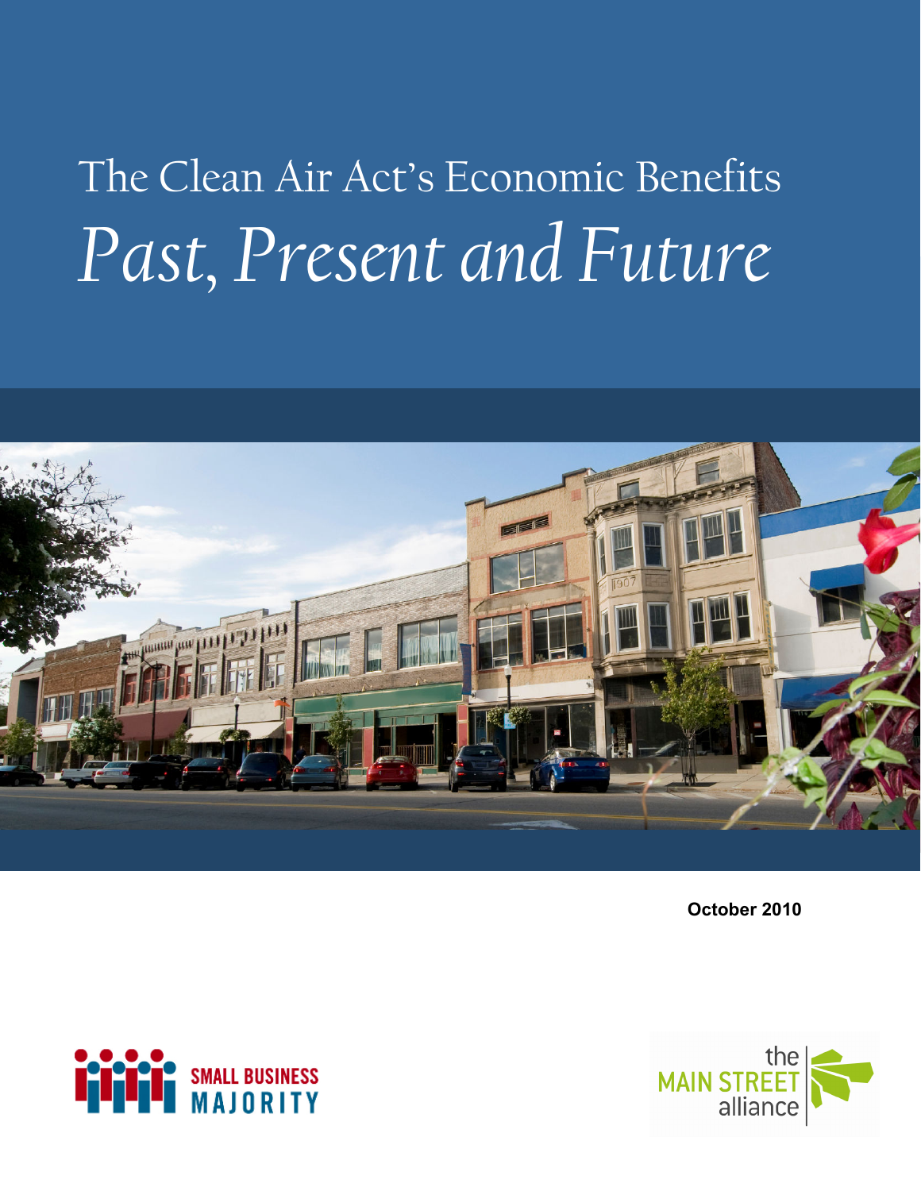# The Clean Air Act's Economic Benefits *Past, Present and Future*

**October 2010**

SMALL BUSINESS MAJORITY

the MAIN STREET alliance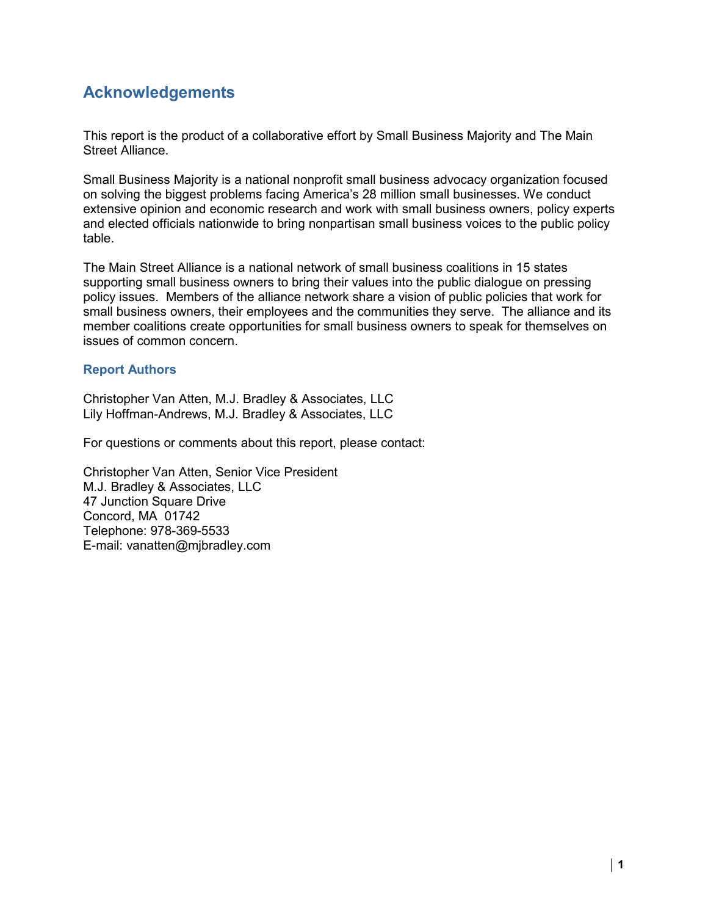## Acknowledgements

This report is the product of a collaborative effort by Small Business Majority and The Main Street Alliance.

Small Business Majority is a national nonprofit small business advocacy organization focused on solving the biggest problems facing America's 28 million small businesses. We conduct extensive opinion and economic research and work with small business owners, policy experts and elected officials nationwide to bring nonpartisan small business voices to the public policy table.

The Main Street Alliance is a national network of small business coalitions in 15 states supporting small business owners to bring their values into the public dialogue on pressing policy issues. Members of the alliance network share a vision of public policies that work for small business owners, their employees and the communities they serve. The alliance and its member coalitions create opportunities for small business owners to speak for themselves on issues of common concern.

### Report Authors

Christopher Van Atten, M.J. Bradley & Associates, LLC
Lily Hoffman-Andrews, M.J. Bradley & Associates, LLC

For questions or comments about this report, please contact:

Christopher Van Atten, Senior Vice President
M.J. Bradley & Associates, LLC
47 Junction Square Drive
Concord, MA 01742
Telephone: 978-369-5533
E-mail: vanatten@mjbradley.com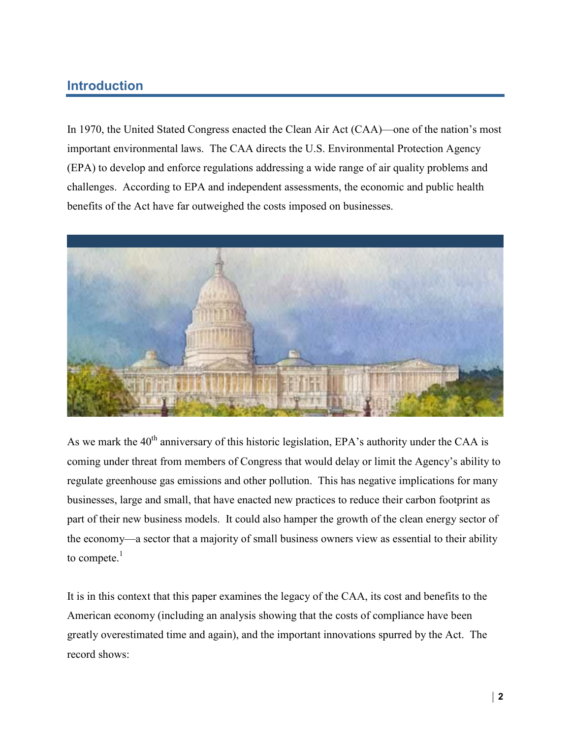## Introduction

In 1970, the United Stated Congress enacted the Clean Air Act (CAA)—one of the nation's most important environmental laws. The CAA directs the U.S. Environmental Protection Agency (EPA) to develop and enforce regulations addressing a wide range of air quality problems and challenges. According to EPA and independent assessments, the economic and public health benefits of the Act have far outweighed the costs imposed on businesses.

As we mark the 40th anniversary of this historic legislation, EPA's authority under the CAA is coming under threat from members of Congress that would delay or limit the Agency's ability to regulate greenhouse gas emissions and other pollution. This has negative implications for many businesses, large and small, that have enacted new practices to reduce their carbon footprint as part of their new business models. It could also hamper the growth of the clean energy sector of the economy—a sector that a majority of small business owners view as essential to their ability to compete.[1]

It is in this context that this paper examines the legacy of the CAA, its cost and benefits to the American economy (including an analysis showing that the costs of compliance have been greatly overestimated time and again), and the important innovations spurred by the Act. The record shows: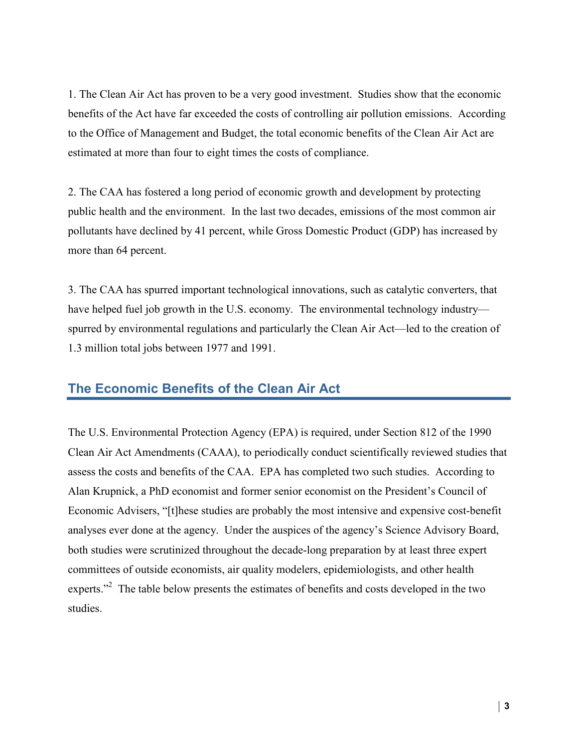1. The Clean Air Act has proven to be a very good investment. Studies show that the economic benefits of the Act have far exceeded the costs of controlling air pollution emissions. According to the Office of Management and Budget, the total economic benefits of the Clean Air Act are estimated at more than four to eight times the costs of compliance.

2. The CAA has fostered a long period of economic growth and development by protecting public health and the environment. In the last two decades, emissions of the most common air pollutants have declined by 41 percent, while Gross Domestic Product (GDP) has increased by more than 64 percent.

3. The CAA has spurred important technological innovations, such as catalytic converters, that have helped fuel job growth in the U.S. economy. The environmental technology industry—spurred by environmental regulations and particularly the Clean Air Act—led to the creation of 1.3 million total jobs between 1977 and 1991.

## The Economic Benefits of the Clean Air Act

The U.S. Environmental Protection Agency (EPA) is required, under Section 812 of the 1990 Clean Air Act Amendments (CAAA), to periodically conduct scientifically reviewed studies that assess the costs and benefits of the CAA. EPA has completed two such studies. According to Alan Krupnick, a PhD economist and former senior economist on the President's Council of Economic Advisers, "[t]hese studies are probably the most intensive and expensive cost-benefit analyses ever done at the agency. Under the auspices of the agency's Science Advisory Board, both studies were scrutinized throughout the decade-long preparation by at least three expert committees of outside economists, air quality modelers, epidemiologists, and other health experts."[2] The table below presents the estimates of benefits and costs developed in the two studies.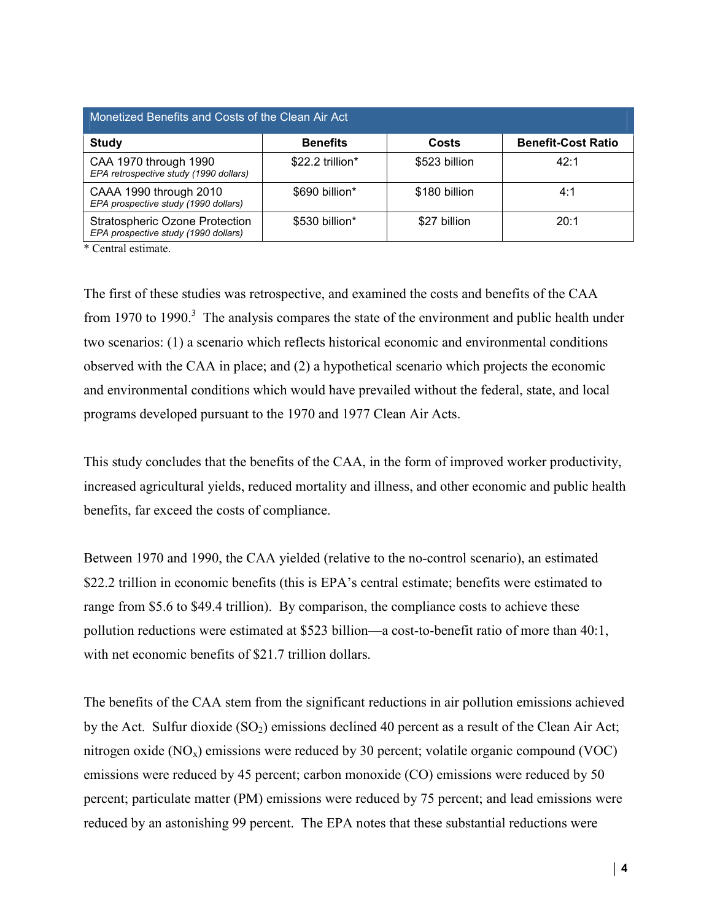| Monetized Benefits and Costs of the Clean Air Act | | | |
|---|---|---|---|
| **Study** | **Benefits** | **Costs** | **Benefit-Cost Ratio** |
| CAA 1970 through 1990 *EPA retrospective study (1990 dollars)* | $22.2 trillion* | $523 billion | 42:1 |
| CAAA 1990 through 2010 *EPA prospective study (1990 dollars)* | $690 billion* | $180 billion | 4:1 |
| Stratospheric Ozone Protection *EPA prospective study (1990 dollars)* | $530 billion* | $27 billion | 20:1 |

* Central estimate.

The first of these studies was retrospective, and examined the costs and benefits of the CAA from 1970 to 1990.[3] The analysis compares the state of the environment and public health under two scenarios: (1) a scenario which reflects historical economic and environmental conditions observed with the CAA in place; and (2) a hypothetical scenario which projects the economic and environmental conditions which would have prevailed without the federal, state, and local programs developed pursuant to the 1970 and 1977 Clean Air Acts.

This study concludes that the benefits of the CAA, in the form of improved worker productivity, increased agricultural yields, reduced mortality and illness, and other economic and public health benefits, far exceed the costs of compliance.

Between 1970 and 1990, the CAA yielded (relative to the no-control scenario), an estimated $22.2 trillion in economic benefits (this is EPA's central estimate; benefits were estimated to range from $5.6 to $49.4 trillion). By comparison, the compliance costs to achieve these pollution reductions were estimated at $523 billion—a cost-to-benefit ratio of more than 40:1, with net economic benefits of $21.7 trillion dollars.

The benefits of the CAA stem from the significant reductions in air pollution emissions achieved by the Act. Sulfur dioxide ($SO_2$) emissions declined 40 percent as a result of the Clean Air Act; nitrogen oxide ($NO_x$) emissions were reduced by 30 percent; volatile organic compound (VOC) emissions were reduced by 45 percent; carbon monoxide (CO) emissions were reduced by 50 percent; particulate matter (PM) emissions were reduced by 75 percent; and lead emissions were reduced by an astonishing 99 percent. The EPA notes that these substantial reductions were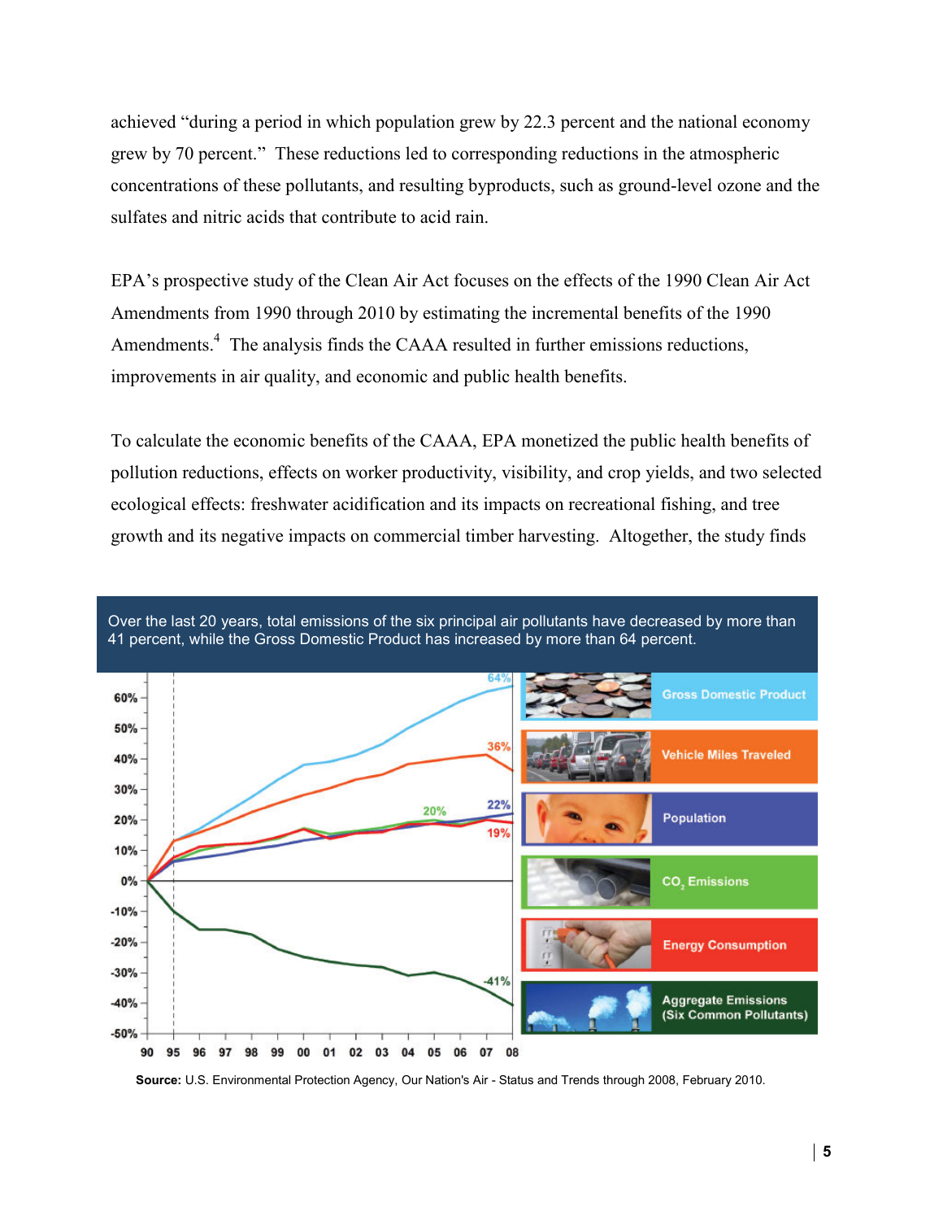achieved "during a period in which population grew by 22.3 percent and the national economy grew by 70 percent." These reductions led to corresponding reductions in the atmospheric concentrations of these pollutants, and resulting byproducts, such as ground-level ozone and the sulfates and nitric acids that contribute to acid rain.

EPA's prospective study of the Clean Air Act focuses on the effects of the 1990 Clean Air Act Amendments from 1990 through 2010 by estimating the incremental benefits of the 1990 Amendments.[4] The analysis finds the CAAA resulted in further emissions reductions, improvements in air quality, and economic and public health benefits.

To calculate the economic benefits of the CAAA, EPA monetized the public health benefits of pollution reductions, effects on worker productivity, visibility, and crop yields, and two selected ecological effects: freshwater acidification and its impacts on recreational fishing, and tree growth and its negative impacts on commercial timber harvesting. Altogether, the study finds

Over the last 20 years, total emissions of the six principal air pollutants have decreased by more than 41 percent, while the Gross Domestic Product has increased by more than 64 percent.

**Source:** U.S. Environmental Protection Agency, Our Nation's Air - Status and Trends through 2008, February 2010.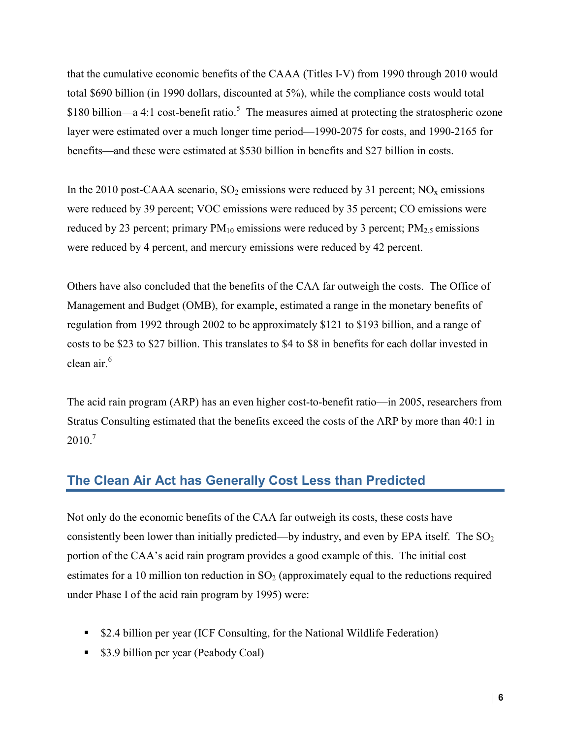that the cumulative economic benefits of the CAAA (Titles I-V) from 1990 through 2010 would total $690 billion (in 1990 dollars, discounted at 5%), while the compliance costs would total $180 billion—a 4:1 cost-benefit ratio.[5] The measures aimed at protecting the stratospheric ozone layer were estimated over a much longer time period—1990-2075 for costs, and 1990-2165 for benefits—and these were estimated at $530 billion in benefits and $27 billion in costs.

In the 2010 post-CAAA scenario, $SO_2$ emissions were reduced by 31 percent; $NO_x$ emissions were reduced by 39 percent; VOC emissions were reduced by 35 percent; CO emissions were reduced by 23 percent; primary $PM_{10}$ emissions were reduced by 3 percent; $PM_{2.5}$ emissions were reduced by 4 percent, and mercury emissions were reduced by 42 percent.

Others have also concluded that the benefits of the CAA far outweigh the costs. The Office of Management and Budget (OMB), for example, estimated a range in the monetary benefits of regulation from 1992 through 2002 to be approximately $121 to $193 billion, and a range of costs to be $23 to $27 billion. This translates to $4 to $8 in benefits for each dollar invested in clean air.[6]

The acid rain program (ARP) has an even higher cost-to-benefit ratio—in 2005, researchers from Stratus Consulting estimated that the benefits exceed the costs of the ARP by more than 40:1 in 2010.[7]

## The Clean Air Act has Generally Cost Less than Predicted

Not only do the economic benefits of the CAA far outweigh its costs, these costs have consistently been lower than initially predicted—by industry, and even by EPA itself. The $SO_2$ portion of the CAA's acid rain program provides a good example of this. The initial cost estimates for a 10 million ton reduction in $SO_2$ (approximately equal to the reductions required under Phase I of the acid rain program by 1995) were:

- $2.4 billion per year (ICF Consulting, for the National Wildlife Federation)
- $3.9 billion per year (Peabody Coal)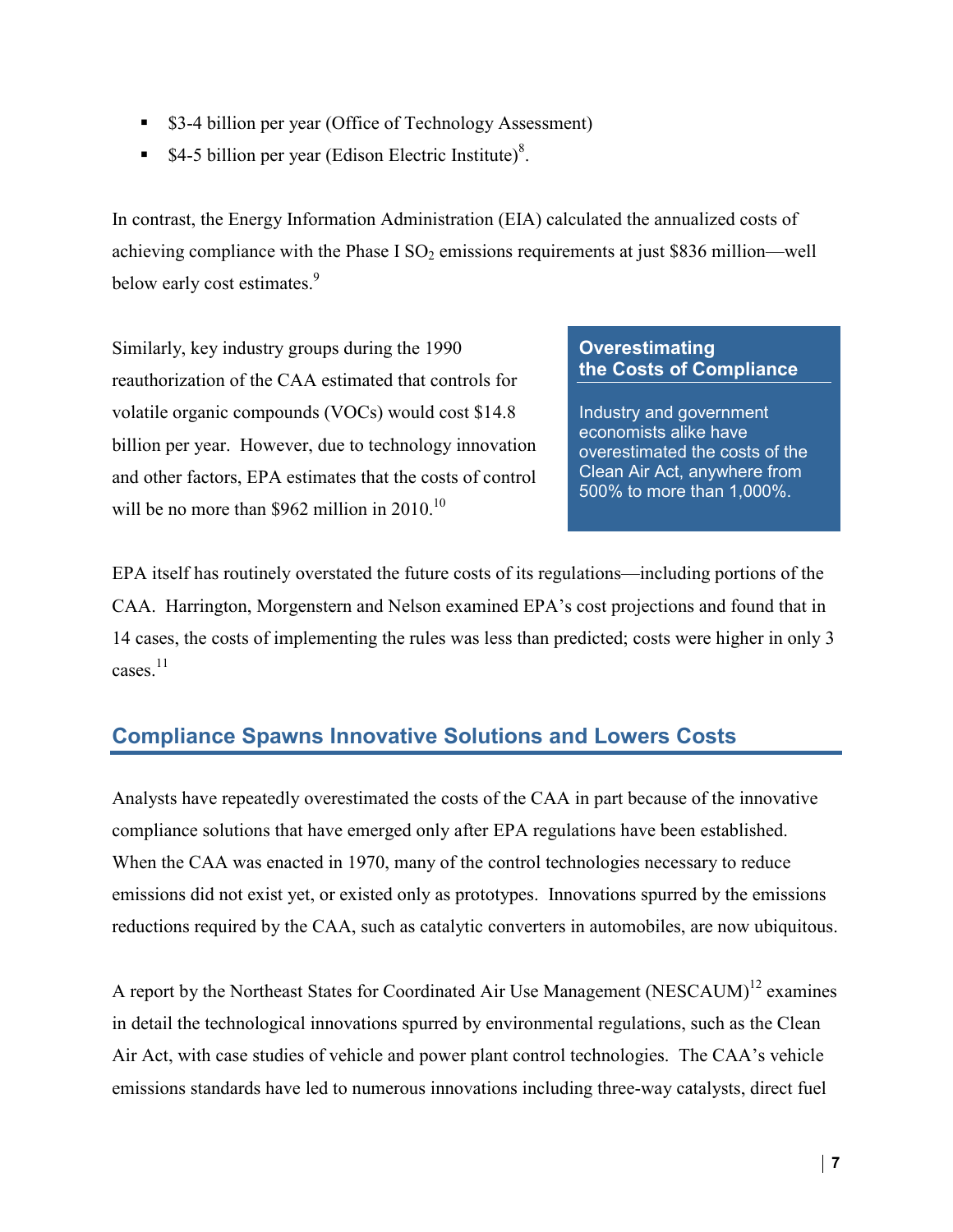- $3-4 billion per year (Office of Technology Assessment)
- $4-5 billion per year (Edison Electric Institute)[8].

In contrast, the Energy Information Administration (EIA) calculated the annualized costs of achieving compliance with the Phase I $SO_2$ emissions requirements at just $836 million—well below early cost estimates.[9]

Similarly, key industry groups during the 1990 reauthorization of the CAA estimated that controls for volatile organic compounds (VOCs) would cost $14.8 billion per year. However, due to technology innovation and other factors, EPA estimates that the costs of control will be no more than $962 million in 2010.[10]

**Overestimating the Costs of Compliance**

Industry and government economists alike have overestimated the costs of the Clean Air Act, anywhere from 500% to more than 1,000%.

EPA itself has routinely overstated the future costs of its regulations—including portions of the CAA. Harrington, Morgenstern and Nelson examined EPA's cost projections and found that in 14 cases, the costs of implementing the rules was less than predicted; costs were higher in only 3 cases.[11]

## Compliance Spawns Innovative Solutions and Lowers Costs

Analysts have repeatedly overestimated the costs of the CAA in part because of the innovative compliance solutions that have emerged only after EPA regulations have been established. When the CAA was enacted in 1970, many of the control technologies necessary to reduce emissions did not exist yet, or existed only as prototypes. Innovations spurred by the emissions reductions required by the CAA, such as catalytic converters in automobiles, are now ubiquitous.

A report by the Northeast States for Coordinated Air Use Management (NESCAUM)[12] examines in detail the technological innovations spurred by environmental regulations, such as the Clean Air Act, with case studies of vehicle and power plant control technologies. The CAA's vehicle emissions standards have led to numerous innovations including three-way catalysts, direct fuel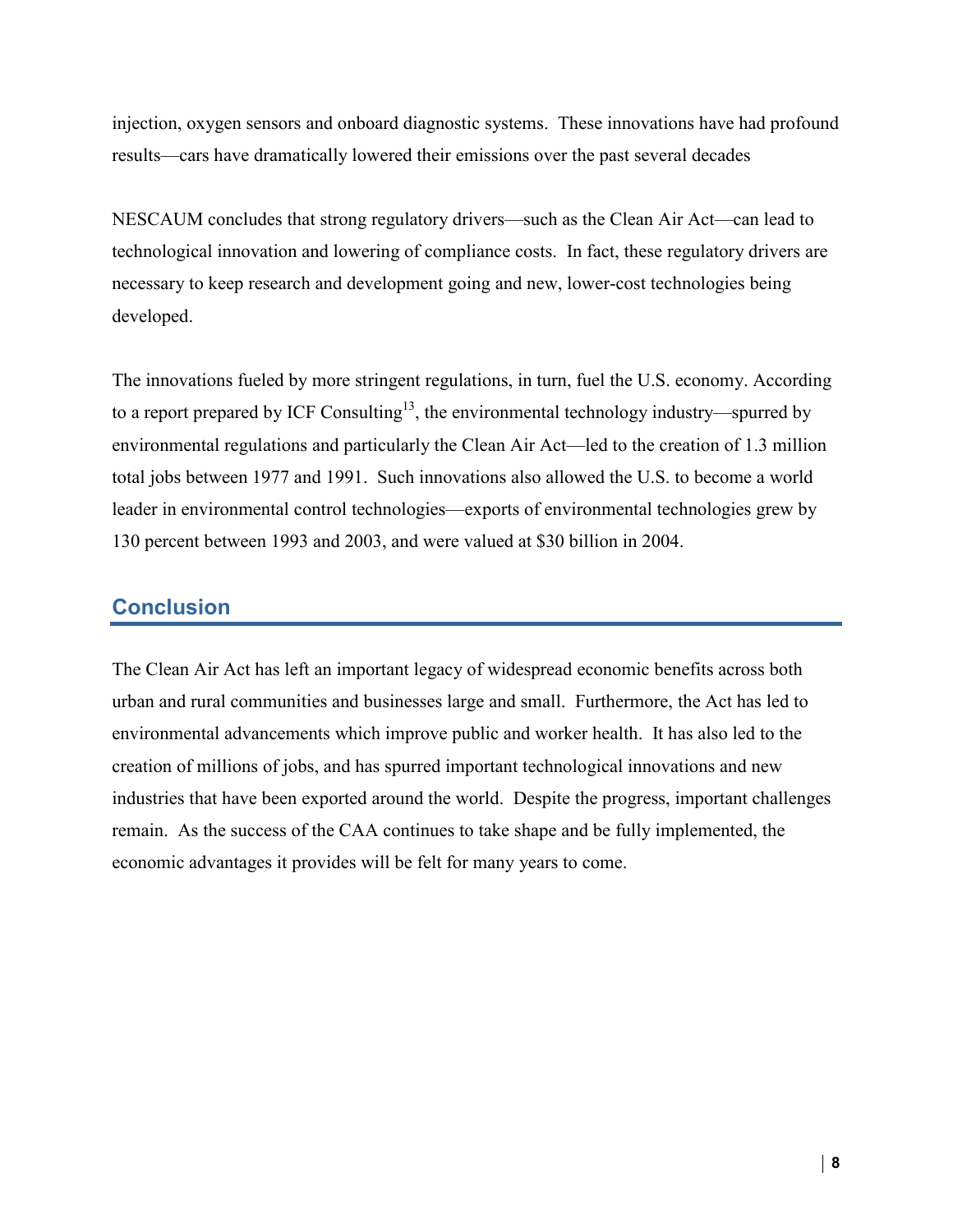injection, oxygen sensors and onboard diagnostic systems. These innovations have had profound results—cars have dramatically lowered their emissions over the past several decades

NESCAUM concludes that strong regulatory drivers—such as the Clean Air Act—can lead to technological innovation and lowering of compliance costs. In fact, these regulatory drivers are necessary to keep research and development going and new, lower-cost technologies being developed.

The innovations fueled by more stringent regulations, in turn, fuel the U.S. economy. According to a report prepared by ICF Consulting[13], the environmental technology industry—spurred by environmental regulations and particularly the Clean Air Act—led to the creation of 1.3 million total jobs between 1977 and 1991. Such innovations also allowed the U.S. to become a world leader in environmental control technologies—exports of environmental technologies grew by 130 percent between 1993 and 2003, and were valued at $30 billion in 2004.

## Conclusion

The Clean Air Act has left an important legacy of widespread economic benefits across both urban and rural communities and businesses large and small. Furthermore, the Act has led to environmental advancements which improve public and worker health. It has also led to the creation of millions of jobs, and has spurred important technological innovations and new industries that have been exported around the world. Despite the progress, important challenges remain. As the success of the CAA continues to take shape and be fully implemented, the economic advantages it provides will be felt for many years to come.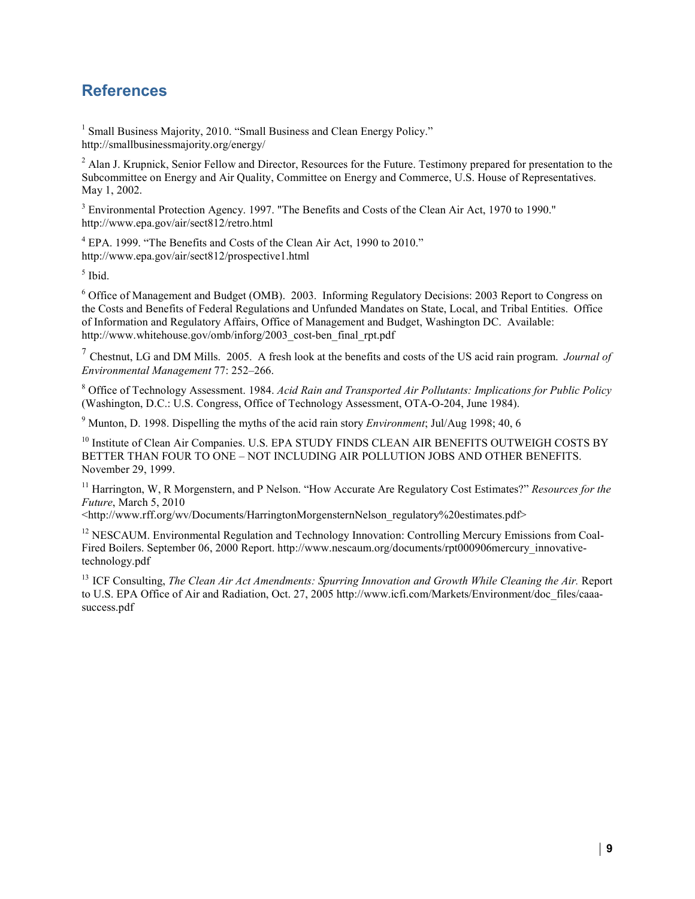## References

[1] Small Business Majority, 2010. "Small Business and Clean Energy Policy." http://smallbusinessmajority.org/energy/

[2] Alan J. Krupnick, Senior Fellow and Director, Resources for the Future. Testimony prepared for presentation to the Subcommittee on Energy and Air Quality, Committee on Energy and Commerce, U.S. House of Representatives. May 1, 2002.

[3] Environmental Protection Agency. 1997. "The Benefits and Costs of the Clean Air Act, 1970 to 1990." http://www.epa.gov/air/sect812/retro.html

[4] EPA. 1999. "The Benefits and Costs of the Clean Air Act, 1990 to 2010." http://www.epa.gov/air/sect812/prospective1.html

[5] Ibid.

[6] Office of Management and Budget (OMB). 2003. Informing Regulatory Decisions: 2003 Report to Congress on the Costs and Benefits of Federal Regulations and Unfunded Mandates on State, Local, and Tribal Entities. Office of Information and Regulatory Affairs, Office of Management and Budget, Washington DC. Available: http://www.whitehouse.gov/omb/inforg/2003_cost-ben_final_rpt.pdf

[7] Chestnut, LG and DM Mills. 2005. A fresh look at the benefits and costs of the US acid rain program. *Journal of Environmental Management* 77: 252–266.

[8] Office of Technology Assessment. 1984. *Acid Rain and Transported Air Pollutants: Implications for Public Policy* (Washington, D.C.: U.S. Congress, Office of Technology Assessment, OTA-O-204, June 1984).

[9] Munton, D. 1998. Dispelling the myths of the acid rain story *Environment*; Jul/Aug 1998; 40, 6

[10] Institute of Clean Air Companies. U.S. EPA STUDY FINDS CLEAN AIR BENEFITS OUTWEIGH COSTS BY BETTER THAN FOUR TO ONE – NOT INCLUDING AIR POLLUTION JOBS AND OTHER BENEFITS. November 29, 1999.

[11] Harrington, W, R Morgenstern, and P Nelson. "How Accurate Are Regulatory Cost Estimates?" *Resources for the Future*, March 5, 2010 <http://www.rff.org/wv/Documents/HarringtonMorgensternNelson_regulatory%20estimates.pdf>

[12] NESCAUM. Environmental Regulation and Technology Innovation: Controlling Mercury Emissions from Coal-Fired Boilers. September 06, 2000 Report. http://www.nescaum.org/documents/rpt000906mercury_innovative-technology.pdf

[13] ICF Consulting, *The Clean Air Act Amendments: Spurring Innovation and Growth While Cleaning the Air.* Report to U.S. EPA Office of Air and Radiation, Oct. 27, 2005 http://www.icfi.com/Markets/Environment/doc_files/caaa-success.pdf